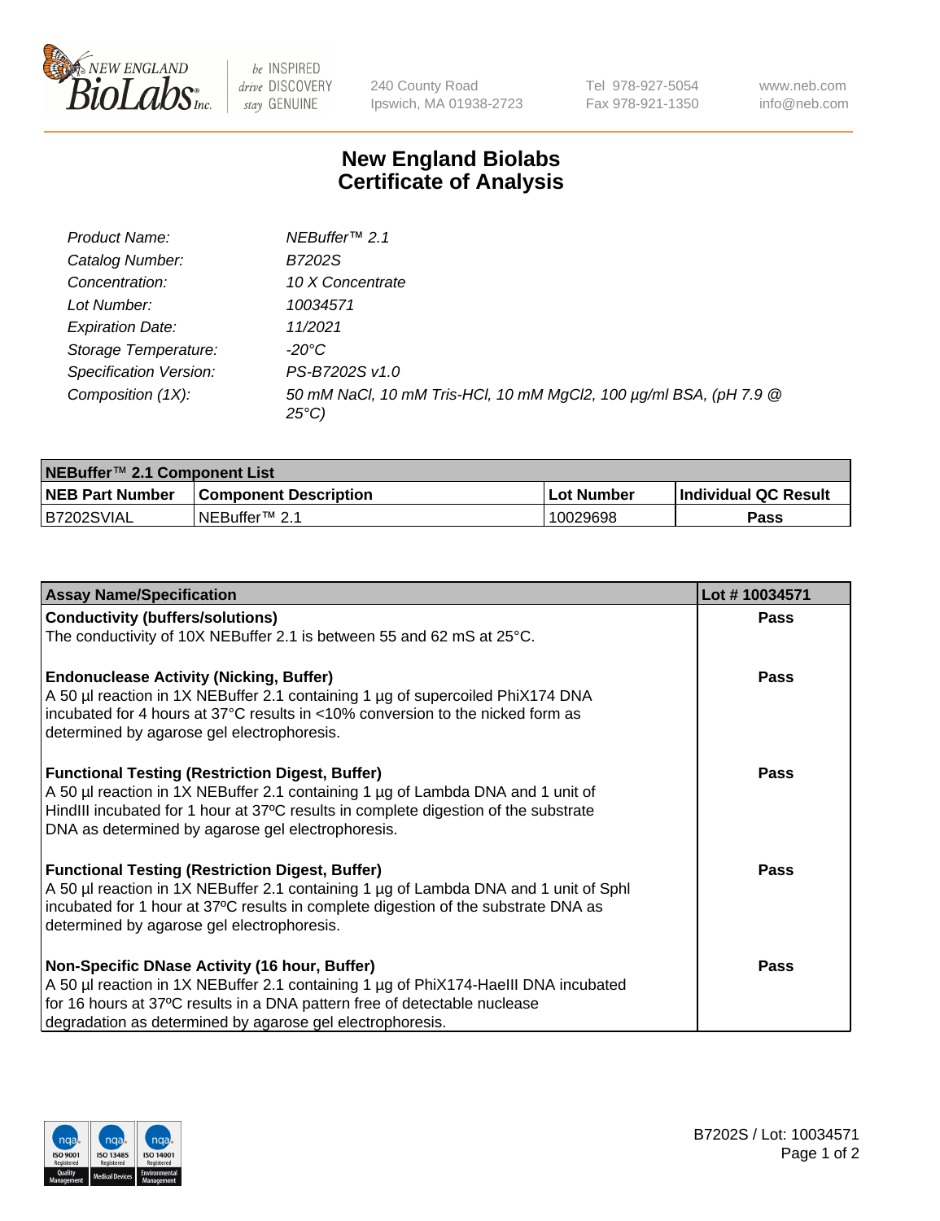# New England Biolabs Certificate of Analysis

| | |
|---|---|
| *Product Name:* | *NEBuffer™ 2.1* |
| *Catalog Number:* | *B7202S* |
| *Concentration:* | *10 X Concentrate* |
| *Lot Number:* | *10034571* |
| *Expiration Date:* | *11/2021* |
| *Storage Temperature:* | *-20°C* |
| *Specification Version:* | *PS-B7202S v1.0* |
| *Composition (1X):* | *50 mM NaCl, 10 mM Tris-HCl, 10 mM MgCl2, 100 µg/ml BSA, (pH 7.9 @ 25°C)* |

| **NEBuffer™ 2.1 Component List** | | | |
|---|---|---|---|
| **NEB Part Number** | **Component Description** | **Lot Number** | **Individual QC Result** |
| B7202SVIAL | NEBuffer™ 2.1 | 10029698 | **Pass** |

| **Assay Name/Specification** | **Lot # 10034571** |
|---|---|
| **Conductivity (buffers/solutions)**<br>The conductivity of 10X NEBuffer 2.1 is between 55 and 62 mS at 25°C. | **Pass** |
| **Endonuclease Activity (Nicking, Buffer)**<br>A 50 µl reaction in 1X NEBuffer 2.1 containing 1 µg of supercoiled PhiX174 DNA incubated for 4 hours at 37°C results in <10% conversion to the nicked form as determined by agarose gel electrophoresis. | **Pass** |
| **Functional Testing (Restriction Digest, Buffer)**<br>A 50 µl reaction in 1X NEBuffer 2.1 containing 1 µg of Lambda DNA and 1 unit of HindIII incubated for 1 hour at 37ºC results in complete digestion of the substrate DNA as determined by agarose gel electrophoresis. | **Pass** |
| **Functional Testing (Restriction Digest, Buffer)**<br>A 50 µl reaction in 1X NEBuffer 2.1 containing 1 µg of Lambda DNA and 1 unit of SphI incubated for 1 hour at 37ºC results in complete digestion of the substrate DNA as determined by agarose gel electrophoresis. | **Pass** |
| **Non-Specific DNase Activity (16 hour, Buffer)**<br>A 50 µl reaction in 1X NEBuffer 2.1 containing 1 µg of PhiX174-HaeIII DNA incubated for 16 hours at 37ºC results in a DNA pattern free of detectable nuclease degradation as determined by agarose gel electrophoresis. | **Pass** |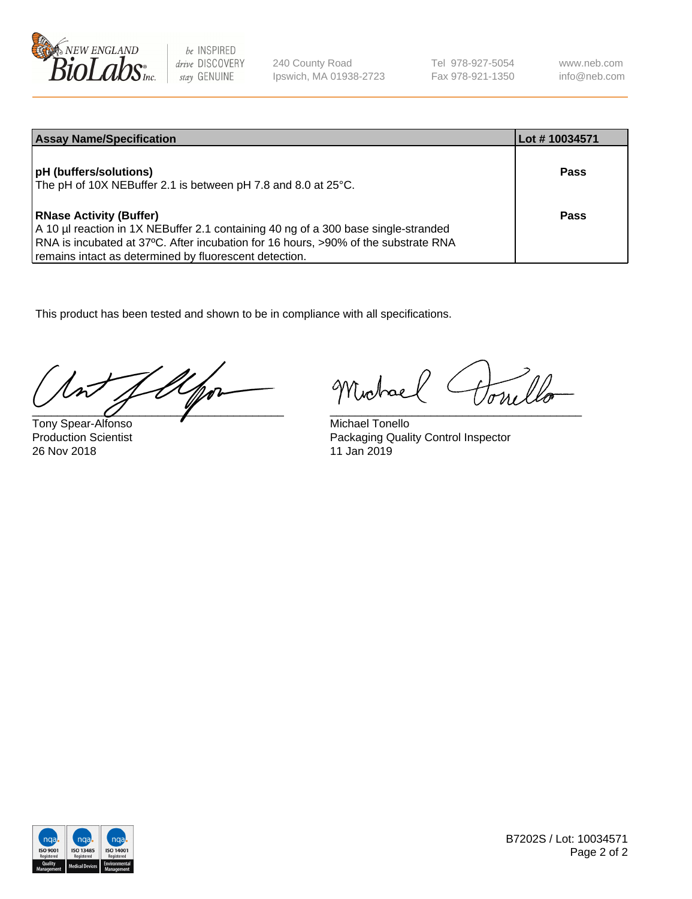| Assay Name/Specification | Lot # 10034571 |
| --- | --- |
| **pH (buffers/solutions)**<br>The pH of 10X NEBuffer 2.1 is between pH 7.8 and 8.0 at 25°C. | **Pass** |
| **RNase Activity (Buffer)**<br>A 10 µl reaction in 1X NEBuffer 2.1 containing 40 ng of a 300 base single-stranded RNA is incubated at 37ºC. After incubation for 16 hours, >90% of the substrate RNA remains intact as determined by fluorescent detection. | **Pass** |

This product has been tested and shown to be in compliance with all specifications.

Tony Spear-Alfonso
Production Scientist
26 Nov 2018

Michael Tonello
Packaging Quality Control Inspector
11 Jan 2019

B7202S / Lot: 10034571